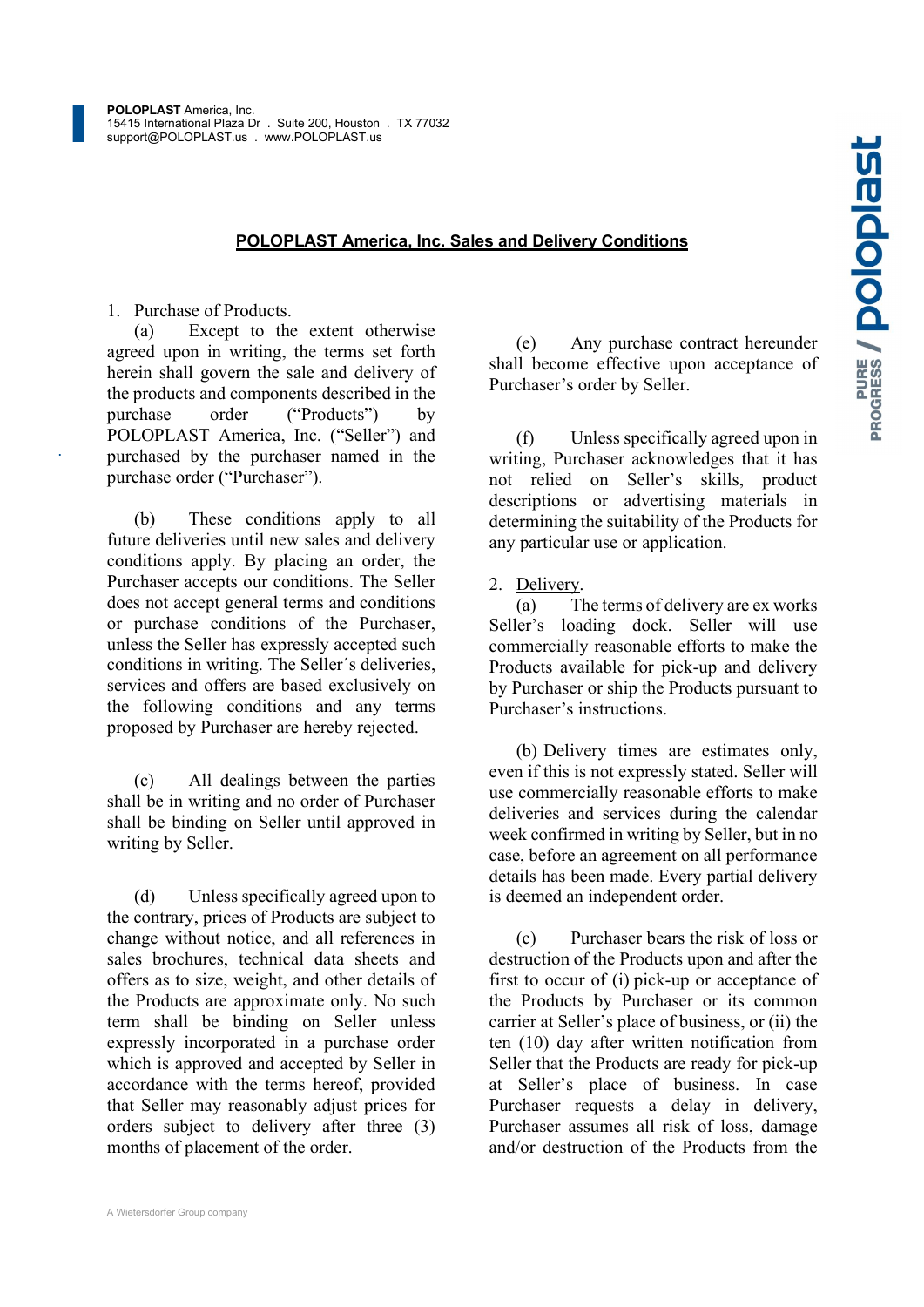**POLOPLAST** America, Inc.
15415 International Plaza Dr . Suite 200, Houston . TX 77032
support@POLOPLAST.us . www.POLOPLAST.us

# POLOPLAST America, Inc. Sales and Delivery Conditions

1. Purchase of Products.

(a) Except to the extent otherwise agreed upon in writing, the terms set forth herein shall govern the sale and delivery of the products and components described in the purchase order ("Products") by POLOPLAST America, Inc. ("Seller") and purchased by the purchaser named in the purchase order ("Purchaser").

(b) These conditions apply to all future deliveries until new sales and delivery conditions apply. By placing an order, the Purchaser accepts our conditions. The Seller does not accept general terms and conditions or purchase conditions of the Purchaser, unless the Seller has expressly accepted such conditions in writing. The Seller´s deliveries, services and offers are based exclusively on the following conditions and any terms proposed by Purchaser are hereby rejected.

(c) All dealings between the parties shall be in writing and no order of Purchaser shall be binding on Seller until approved in writing by Seller.

(d) Unless specifically agreed upon to the contrary, prices of Products are subject to change without notice, and all references in sales brochures, technical data sheets and offers as to size, weight, and other details of the Products are approximate only. No such term shall be binding on Seller unless expressly incorporated in a purchase order which is approved and accepted by Seller in accordance with the terms hereof, provided that Seller may reasonably adjust prices for orders subject to delivery after three (3) months of placement of the order.

(e) Any purchase contract hereunder shall become effective upon acceptance of Purchaser's order by Seller.

(f) Unless specifically agreed upon in writing, Purchaser acknowledges that it has not relied on Seller's skills, product descriptions or advertising materials in determining the suitability of the Products for any particular use or application.

2. Delivery.

(a) The terms of delivery are ex works Seller's loading dock. Seller will use commercially reasonable efforts to make the Products available for pick-up and delivery by Purchaser or ship the Products pursuant to Purchaser's instructions.

(b) Delivery times are estimates only, even if this is not expressly stated. Seller will use commercially reasonable efforts to make deliveries and services during the calendar week confirmed in writing by Seller, but in no case, before an agreement on all performance details has been made. Every partial delivery is deemed an independent order.

(c) Purchaser bears the risk of loss or destruction of the Products upon and after the first to occur of (i) pick-up or acceptance of the Products by Purchaser or its common carrier at Seller's place of business, or (ii) the ten (10) day after written notification from Seller that the Products are ready for pick-up at Seller's place of business. In case Purchaser requests a delay in delivery, Purchaser assumes all risk of loss, damage and/or destruction of the Products from the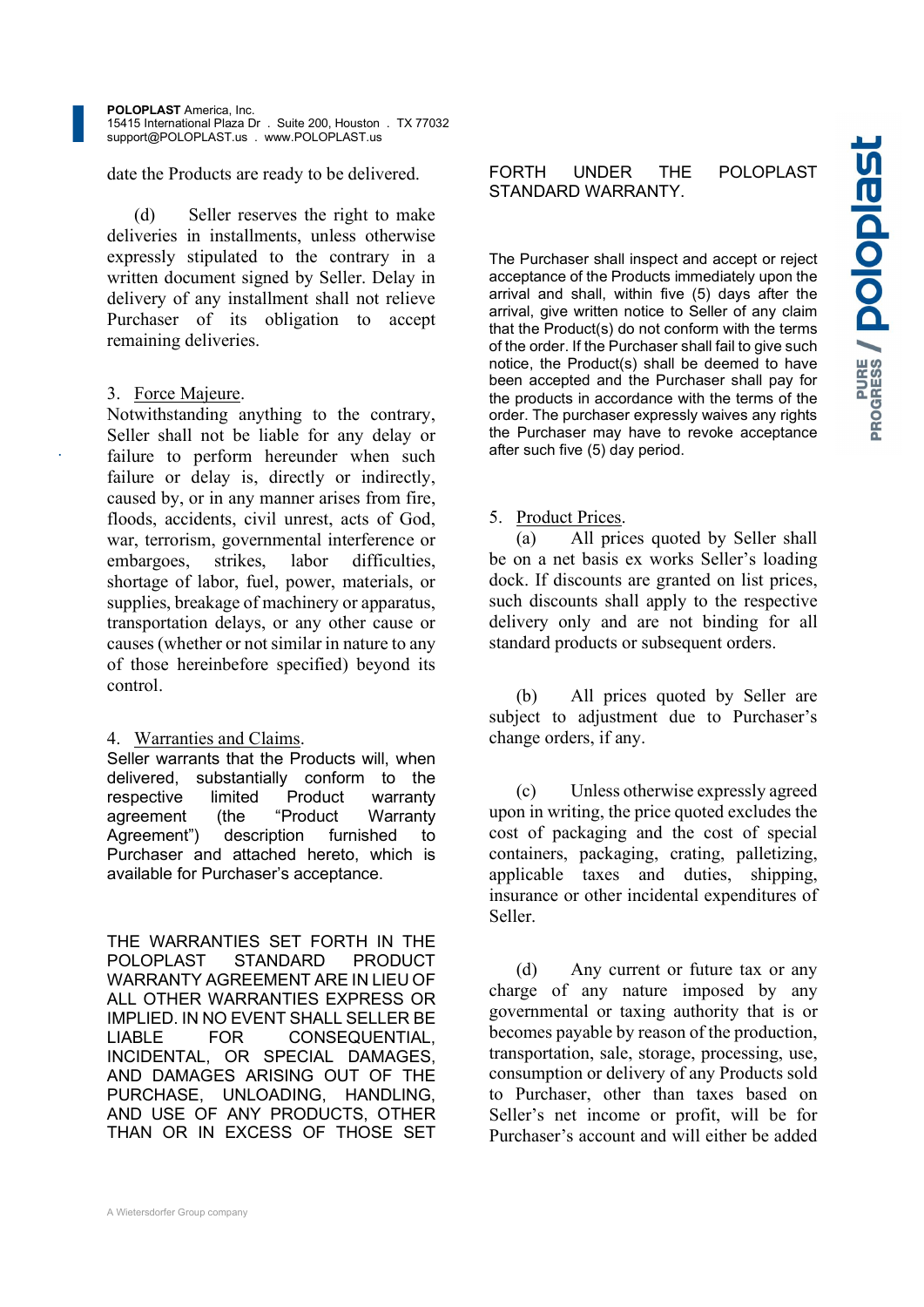date the Products are ready to be delivered.

(d) Seller reserves the right to make deliveries in installments, unless otherwise expressly stipulated to the contrary in a written document signed by Seller. Delay in delivery of any installment shall not relieve Purchaser of its obligation to accept remaining deliveries.

3. Force Majeure.
Notwithstanding anything to the contrary, Seller shall not be liable for any delay or failure to perform hereunder when such failure or delay is, directly or indirectly, caused by, or in any manner arises from fire, floods, accidents, civil unrest, acts of God, war, terrorism, governmental interference or embargoes, strikes, labor difficulties, shortage of labor, fuel, power, materials, or supplies, breakage of machinery or apparatus, transportation delays, or any other cause or causes (whether or not similar in nature to any of those hereinbefore specified) beyond its control.

4. Warranties and Claims.
Seller warrants that the Products will, when delivered, substantially conform to the respective limited Product warranty agreement (the "Product Warranty Agreement") description furnished to Purchaser and attached hereto, which is available for Purchaser's acceptance.

THE WARRANTIES SET FORTH IN THE POLOPLAST STANDARD PRODUCT WARRANTY AGREEMENT ARE IN LIEU OF ALL OTHER WARRANTIES EXPRESS OR IMPLIED. IN NO EVENT SHALL SELLER BE LIABLE FOR CONSEQUENTIAL, INCIDENTAL, OR SPECIAL DAMAGES, AND DAMAGES ARISING OUT OF THE PURCHASE, UNLOADING, HANDLING, AND USE OF ANY PRODUCTS, OTHER THAN OR IN EXCESS OF THOSE SET FORTH UNDER THE POLOPLAST STANDARD WARRANTY.

The Purchaser shall inspect and accept or reject acceptance of the Products immediately upon the arrival and shall, within five (5) days after the arrival, give written notice to Seller of any claim that the Product(s) do not conform with the terms of the order. If the Purchaser shall fail to give such notice, the Product(s) shall be deemed to have been accepted and the Purchaser shall pay for the products in accordance with the terms of the order. The purchaser expressly waives any rights the Purchaser may have to revoke acceptance after such five (5) day period.

5. Product Prices.
(a) All prices quoted by Seller shall be on a net basis ex works Seller's loading dock. If discounts are granted on list prices, such discounts shall apply to the respective delivery only and are not binding for all standard products or subsequent orders.

(b) All prices quoted by Seller are subject to adjustment due to Purchaser's change orders, if any.

(c) Unless otherwise expressly agreed upon in writing, the price quoted excludes the cost of packaging and the cost of special containers, packaging, crating, palletizing, applicable taxes and duties, shipping, insurance or other incidental expenditures of Seller.

(d) Any current or future tax or any charge of any nature imposed by any governmental or taxing authority that is or becomes payable by reason of the production, transportation, sale, storage, processing, use, consumption or delivery of any Products sold to Purchaser, other than taxes based on Seller's net income or profit, will be for Purchaser's account and will either be added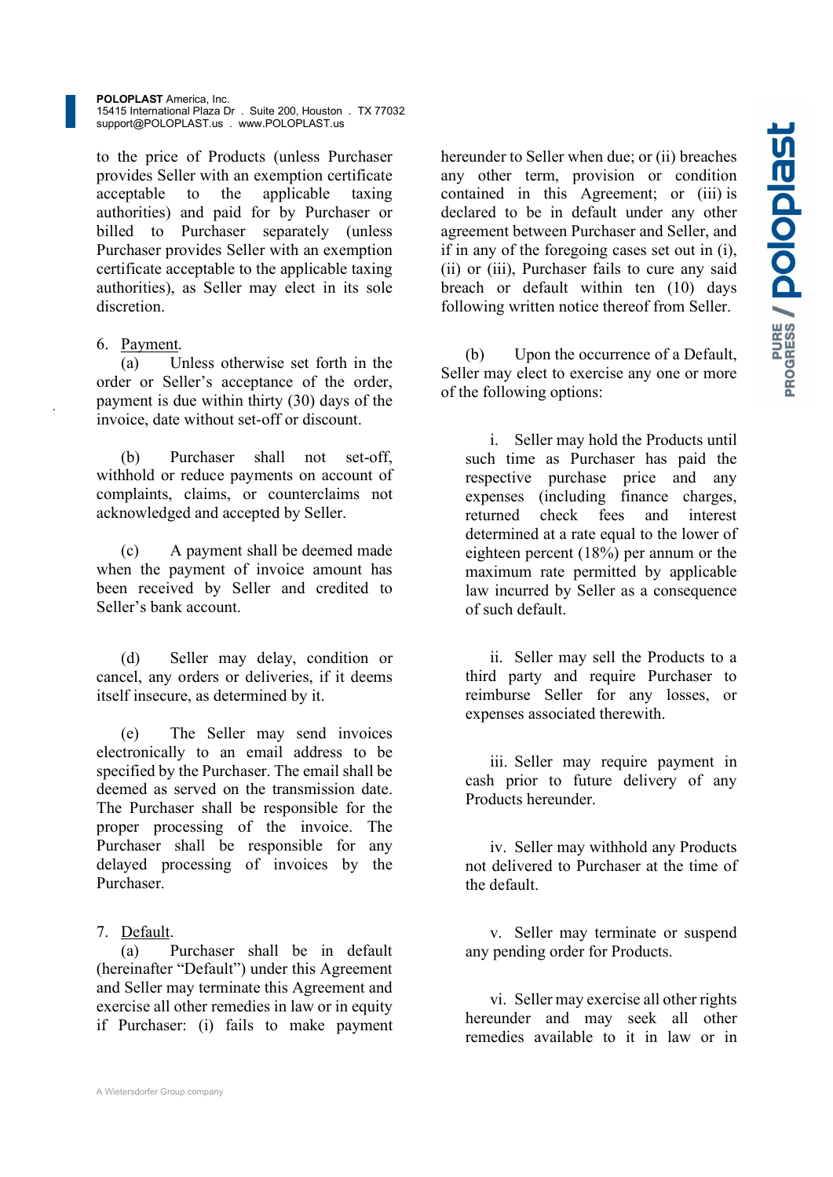to the price of Products (unless Purchaser provides Seller with an exemption certificate acceptable to the applicable taxing authorities) and paid for by Purchaser or billed to Purchaser separately (unless Purchaser provides Seller with an exemption certificate acceptable to the applicable taxing authorities), as Seller may elect in its sole discretion.

6. Payment.

(a) Unless otherwise set forth in the order or Seller's acceptance of the order, payment is due within thirty (30) days of the invoice, date without set-off or discount.

(b) Purchaser shall not set-off, withhold or reduce payments on account of complaints, claims, or counterclaims not acknowledged and accepted by Seller.

(c) A payment shall be deemed made when the payment of invoice amount has been received by Seller and credited to Seller's bank account.

(d) Seller may delay, condition or cancel, any orders or deliveries, if it deems itself insecure, as determined by it.

(e) The Seller may send invoices electronically to an email address to be specified by the Purchaser. The email shall be deemed as served on the transmission date. The Purchaser shall be responsible for the proper processing of the invoice. The Purchaser shall be responsible for any delayed processing of invoices by the Purchaser.

7. Default.

(a) Purchaser shall be in default (hereinafter "Default") under this Agreement and Seller may terminate this Agreement and exercise all other remedies in law or in equity if Purchaser: (i) fails to make payment hereunder to Seller when due; or (ii) breaches any other term, provision or condition contained in this Agreement; or (iii) is declared to be in default under any other agreement between Purchaser and Seller, and if in any of the foregoing cases set out in (i), (ii) or (iii), Purchaser fails to cure any said breach or default within ten (10) days following written notice thereof from Seller.

(b) Upon the occurrence of a Default, Seller may elect to exercise any one or more of the following options:

i. Seller may hold the Products until such time as Purchaser has paid the respective purchase price and any expenses (including finance charges, returned check fees and interest determined at a rate equal to the lower of eighteen percent (18%) per annum or the maximum rate permitted by applicable law incurred by Seller as a consequence of such default.

ii. Seller may sell the Products to a third party and require Purchaser to reimburse Seller for any losses, or expenses associated therewith.

iii. Seller may require payment in cash prior to future delivery of any Products hereunder.

iv. Seller may withhold any Products not delivered to Purchaser at the time of the default.

v. Seller may terminate or suspend any pending order for Products.

vi. Seller may exercise all other rights hereunder and may seek all other remedies available to it in law or in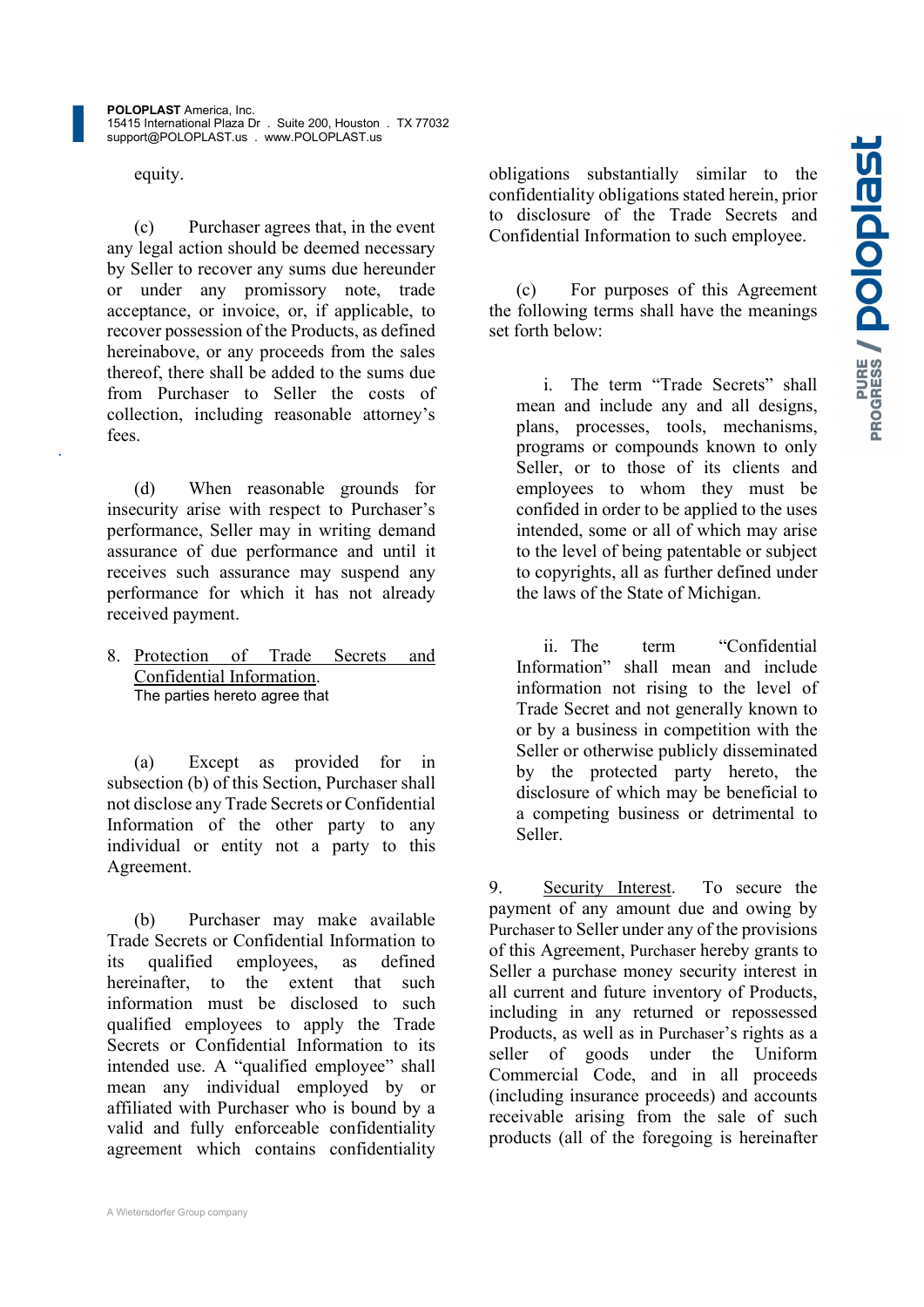equity.

(c) Purchaser agrees that, in the event any legal action should be deemed necessary by Seller to recover any sums due hereunder or under any promissory note, trade acceptance, or invoice, or, if applicable, to recover possession of the Products, as defined hereinabove, or any proceeds from the sales thereof, there shall be added to the sums due from Purchaser to Seller the costs of collection, including reasonable attorney's fees.

(d) When reasonable grounds for insecurity arise with respect to Purchaser's performance, Seller may in writing demand assurance of due performance and until it receives such assurance may suspend any performance for which it has not already received payment.

8. Protection of Trade Secrets and Confidential Information.
The parties hereto agree that

(a) Except as provided for in subsection (b) of this Section, Purchaser shall not disclose any Trade Secrets or Confidential Information of the other party to any individual or entity not a party to this Agreement.

(b) Purchaser may make available Trade Secrets or Confidential Information to its qualified employees, as defined hereinafter, to the extent that such information must be disclosed to such qualified employees to apply the Trade Secrets or Confidential Information to its intended use. A "qualified employee" shall mean any individual employed by or affiliated with Purchaser who is bound by a valid and fully enforceable confidentiality agreement which contains confidentiality obligations substantially similar to the confidentiality obligations stated herein, prior to disclosure of the Trade Secrets and Confidential Information to such employee.

(c) For purposes of this Agreement the following terms shall have the meanings set forth below:

i. The term "Trade Secrets" shall mean and include any and all designs, plans, processes, tools, mechanisms, programs or compounds known to only Seller, or to those of its clients and employees to whom they must be confided in order to be applied to the uses intended, some or all of which may arise to the level of being patentable or subject to copyrights, all as further defined under the laws of the State of Michigan.

ii. The term "Confidential Information" shall mean and include information not rising to the level of Trade Secret and not generally known to or by a business in competition with the Seller or otherwise publicly disseminated by the protected party hereto, the disclosure of which may be beneficial to a competing business or detrimental to Seller.

9. Security Interest. To secure the payment of any amount due and owing by Purchaser to Seller under any of the provisions of this Agreement, Purchaser hereby grants to Seller a purchase money security interest in all current and future inventory of Products, including in any returned or repossessed Products, as well as in Purchaser's rights as a seller of goods under the Uniform Commercial Code, and in all proceeds (including insurance proceeds) and accounts receivable arising from the sale of such products (all of the foregoing is hereinafter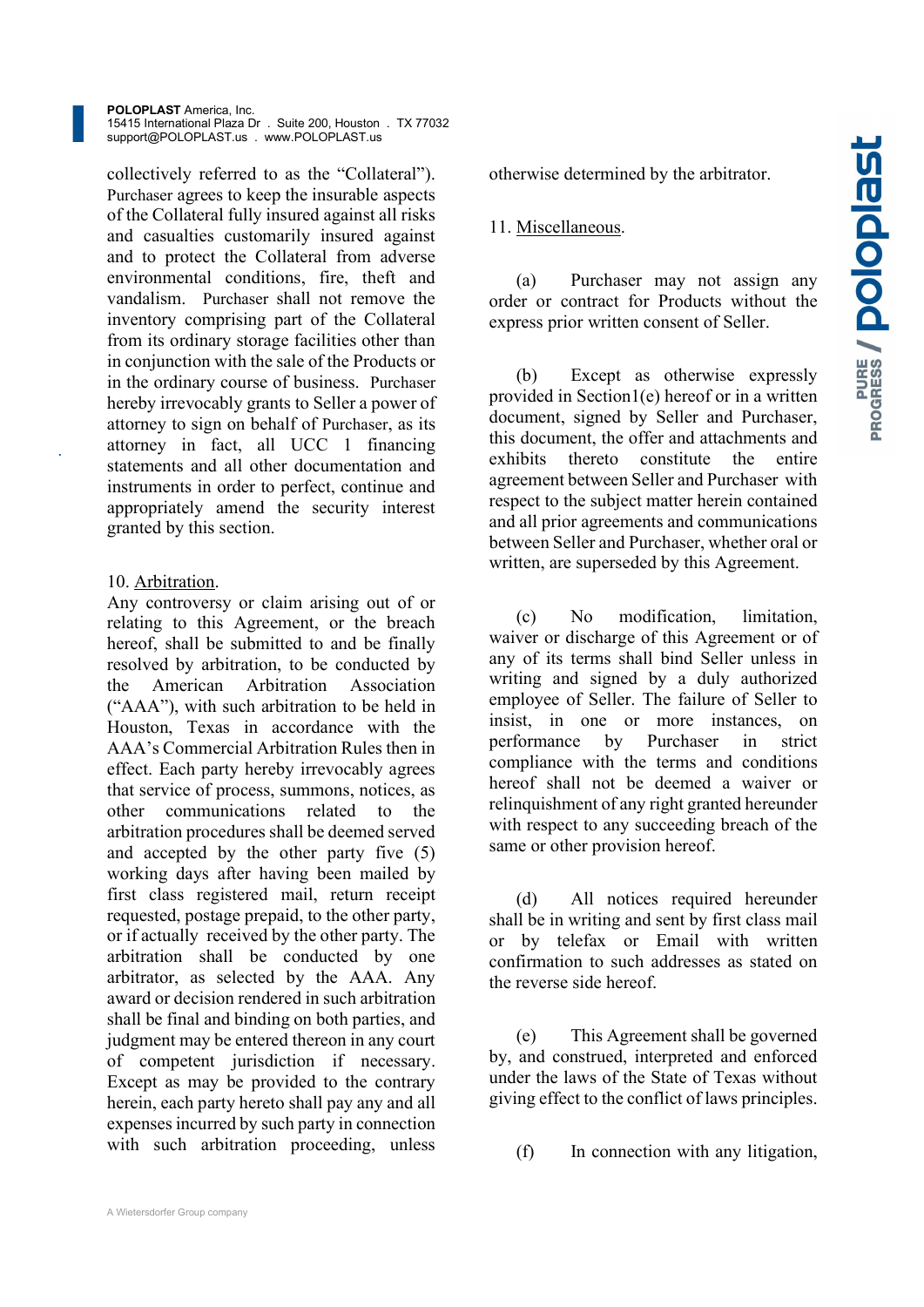collectively referred to as the "Collateral"). Purchaser agrees to keep the insurable aspects of the Collateral fully insured against all risks and casualties customarily insured against and to protect the Collateral from adverse environmental conditions, fire, theft and vandalism. Purchaser shall not remove the inventory comprising part of the Collateral from its ordinary storage facilities other than in conjunction with the sale of the Products or in the ordinary course of business. Purchaser hereby irrevocably grants to Seller a power of attorney to sign on behalf of Purchaser, as its attorney in fact, all UCC 1 financing statements and all other documentation and instruments in order to perfect, continue and appropriately amend the security interest granted by this section.

10. Arbitration.
Any controversy or claim arising out of or relating to this Agreement, or the breach hereof, shall be submitted to and be finally resolved by arbitration, to be conducted by the American Arbitration Association ("AAA"), with such arbitration to be held in Houston, Texas in accordance with the AAA's Commercial Arbitration Rules then in effect. Each party hereby irrevocably agrees that service of process, summons, notices, as other communications related to the arbitration procedures shall be deemed served and accepted by the other party five (5) working days after having been mailed by first class registered mail, return receipt requested, postage prepaid, to the other party, or if actually received by the other party. The arbitration shall be conducted by one arbitrator, as selected by the AAA. Any award or decision rendered in such arbitration shall be final and binding on both parties, and judgment may be entered thereon in any court of competent jurisdiction if necessary. Except as may be provided to the contrary herein, each party hereto shall pay any and all expenses incurred by such party in connection with such arbitration proceeding, unless otherwise determined by the arbitrator.

11. Miscellaneous.

(a) Purchaser may not assign any order or contract for Products without the express prior written consent of Seller.

(b) Except as otherwise expressly provided in Section1(e) hereof or in a written document, signed by Seller and Purchaser, this document, the offer and attachments and exhibits thereto constitute the entire agreement between Seller and Purchaser with respect to the subject matter herein contained and all prior agreements and communications between Seller and Purchaser, whether oral or written, are superseded by this Agreement.

(c) No modification, limitation, waiver or discharge of this Agreement or of any of its terms shall bind Seller unless in writing and signed by a duly authorized employee of Seller. The failure of Seller to insist, in one or more instances, on performance by Purchaser in strict compliance with the terms and conditions hereof shall not be deemed a waiver or relinquishment of any right granted hereunder with respect to any succeeding breach of the same or other provision hereof.

(d) All notices required hereunder shall be in writing and sent by first class mail or by telefax or Email with written confirmation to such addresses as stated on the reverse side hereof.

(e) This Agreement shall be governed by, and construed, interpreted and enforced under the laws of the State of Texas without giving effect to the conflict of laws principles.

(f) In connection with any litigation,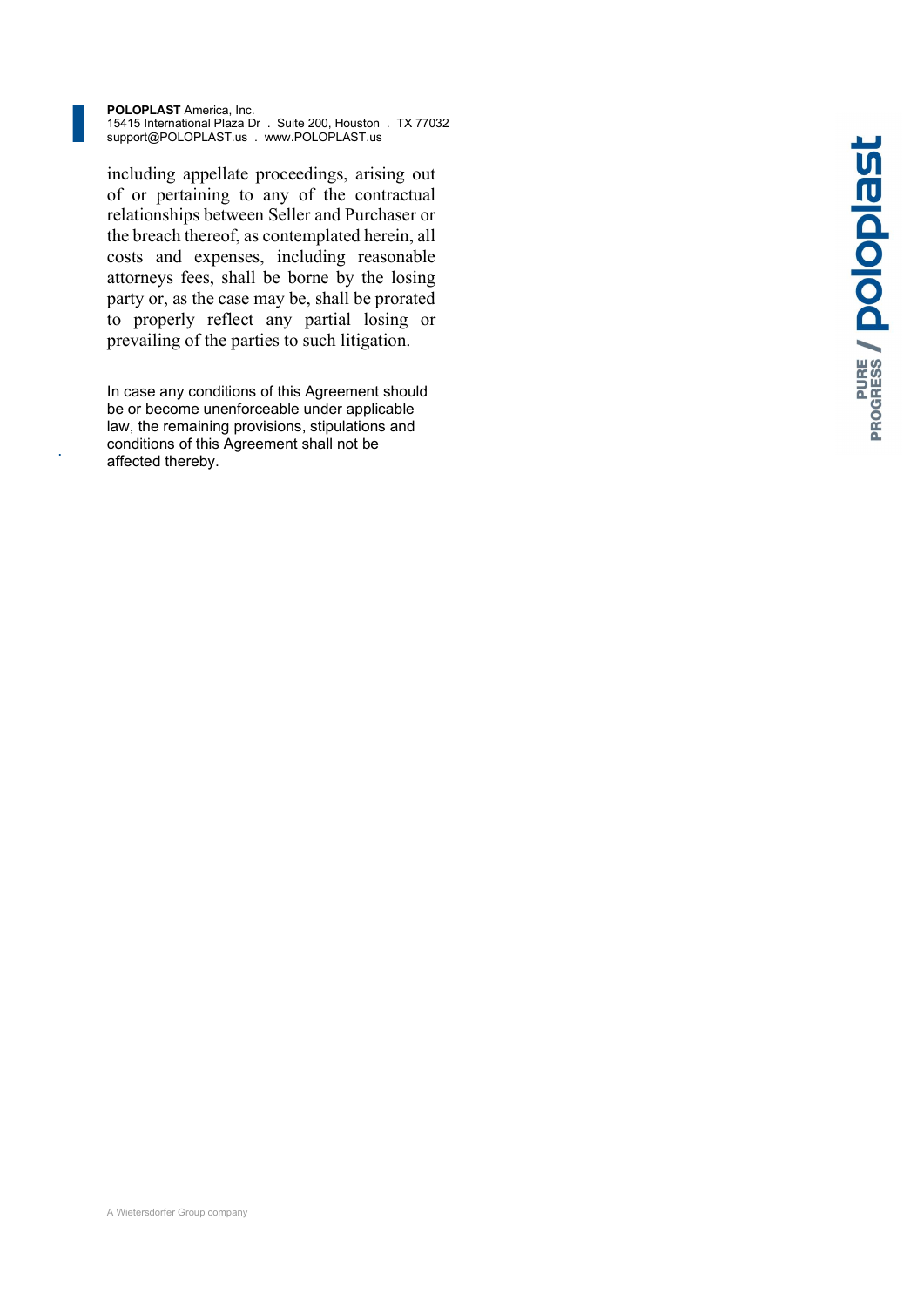including appellate proceedings, arising out of or pertaining to any of the contractual relationships between Seller and Purchaser or the breach thereof, as contemplated herein, all costs and expenses, including reasonable attorneys fees, shall be borne by the losing party or, as the case may be, shall be prorated to properly reflect any partial losing or prevailing of the parties to such litigation.

In case any conditions of this Agreement should be or become unenforceable under applicable law, the remaining provisions, stipulations and conditions of this Agreement shall not be affected thereby.